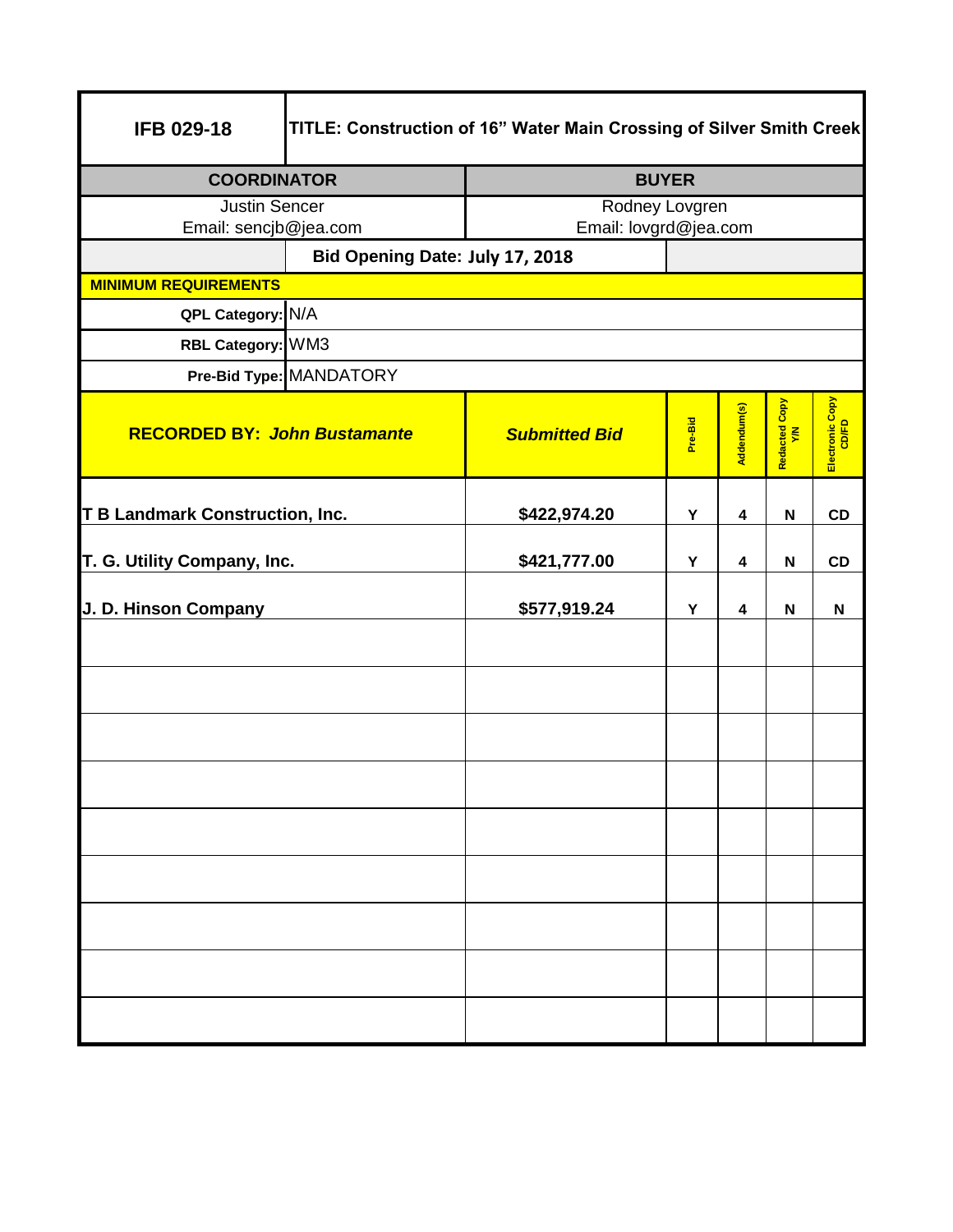| IFB 029-18 | TITLE: Construction of 16" Water Main Crossing of Silver Smith Creek |
|---|---|

| COORDINATOR | BUYER |
|---|---|
| Justin Sencer<br>Email: sencjb@jea.com | Rodney Lovgren<br>Email: lovgrd@jea.com |

**Bid Opening Date: July 17, 2018**

**MINIMUM REQUIREMENTS**

| | |
|---|---|
| **QPL Category:** | N/A |
| **RBL Category:** | WM3 |
| **Pre-Bid Type:** | MANDATORY |

| RECORDED BY: *John Bustamante* | *Submitted Bid* | Pre-Bid | Addendum(s) | Redacted Copy Y/N | Electronic Copy CD/FD |
|---|---|---|---|---|---|
| **T B Landmark Construction, Inc.** | **$422,974.20** | **Y** | **4** | **N** | **CD** |
| **T. G. Utility Company, Inc.** | **$421,777.00** | **Y** | **4** | **N** | **CD** |
| **J. D. Hinson Company** | **$577,919.24** | **Y** | **4** | **N** | **N** |
| | | | | | |
| | | | | | |
| | | | | | |
| | | | | | |
| | | | | | |
| | | | | | |
| | | | | | |
| | | | | | |
| | | | | | |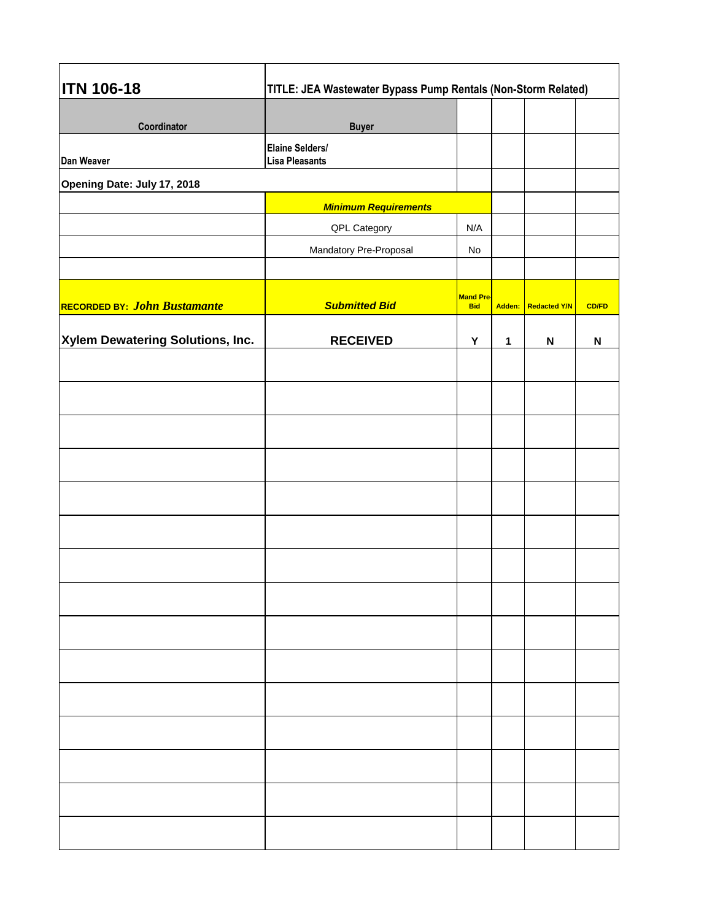| **ITN 106-18** | **TITLE: JEA Wastewater Bypass Pump Rentals (Non-Storm Related)** | | | | |
|---|---|---|---|---|---|
| **Coordinator** | **Buyer** | | | | |
| **Dan Weaver** | **Elaine Selders/ Lisa Pleasants** | | | | |
| **Opening Date: July 17, 2018** | | | | | |
| | ***Minimum Requirements*** | | | | |
| | QPL Category | N/A | | | |
| | Mandatory Pre-Proposal | No | | | |
| | | | | | |
| **RECORDED BY:** ***John Bustamante*** | ***Submitted Bid*** | **Mand Pre-Bid** | **Adden:** | **Redacted Y/N** | **CD/FD** |
| **Xylem Dewatering Solutions, Inc.** | **RECEIVED** | **Y** | **1** | **N** | **N** |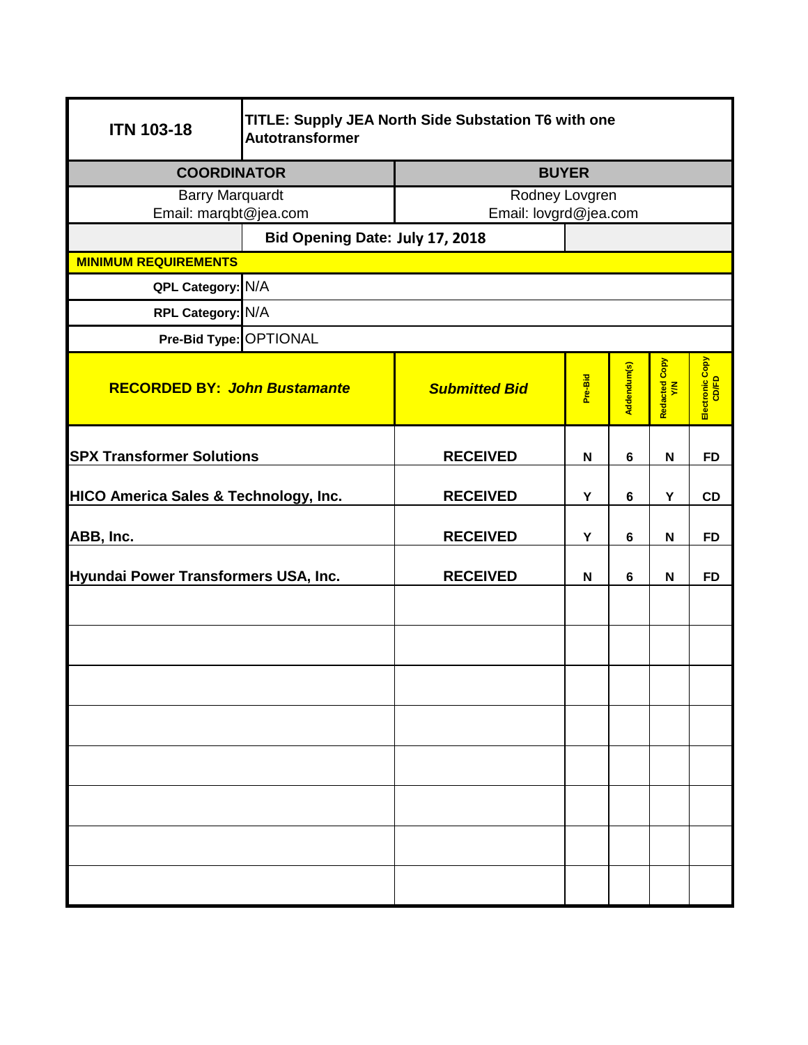| **ITN 103-18** | **TITLE: Supply JEA North Side Substation T6 with one Autotransformer** | | | | |
|---|---|---|---|---|---|
| **COORDINATOR** | | **BUYER** | | | |
| Barry Marquardt<br>Email: marqbt@jea.com | | Rodney Lovgren<br>Email: lovgrd@jea.com | | | |
| | **Bid Opening Date: July 17, 2018** | | | | |
| **MINIMUM REQUIREMENTS** | | | | | |
| **QPL Category:** | N/A | | | | |
| **RPL Category:** | N/A | | | | |
| **Pre-Bid Type:** | OPTIONAL | | | | |

| **RECORDED BY:** ***John Bustamante*** | ***Submitted Bid*** | **Pre-Bid** | **Addendum(s)** | **Redacted Copy Y/N** | **Electronic Copy CD/FD** |
|---|---|---|---|---|---|
| **SPX Transformer Solutions** | **RECEIVED** | **N** | **6** | **N** | **FD** |
| **HICO America Sales & Technology, Inc.** | **RECEIVED** | **Y** | **6** | **Y** | **CD** |
| **ABB, Inc.** | **RECEIVED** | **Y** | **6** | **N** | **FD** |
| **Hyundai Power Transformers USA, Inc.** | **RECEIVED** | **N** | **6** | **N** | **FD** |
| | | | | | |
| | | | | | |
| | | | | | |
| | | | | | |
| | | | | | |
| | | | | | |
| | | | | | |
| | | | | | |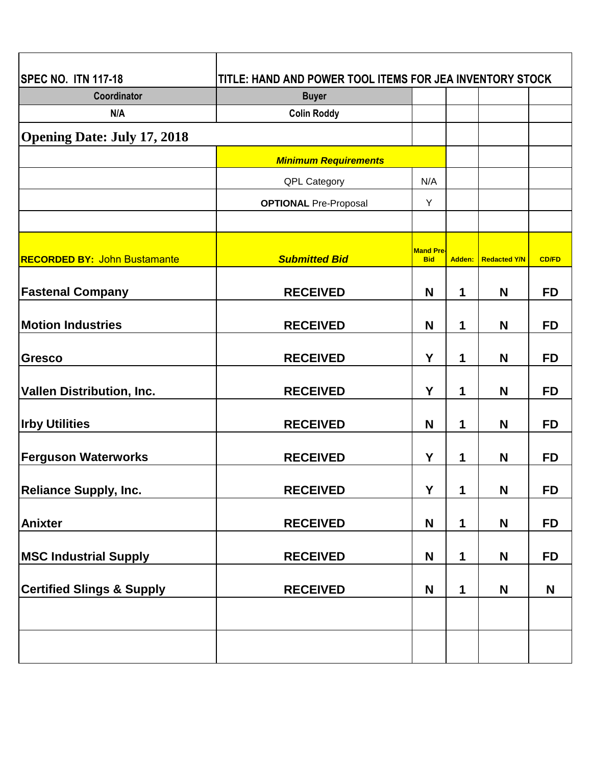| | | | | | |
|---|---|---|---|---|---|
| **SPEC NO. ITN 117-18** | **TITLE: HAND AND POWER TOOL ITEMS FOR JEA INVENTORY STOCK** | | | | |
| **Coordinator** | **Buyer** | | | | |
| **N/A** | **Colin Roddy** | | | | |
| **Opening Date: July 17, 2018** | | | | | |
| | ***Minimum Requirements*** | | | | |
| | QPL Category | N/A | | | |
| | **OPTIONAL** Pre-Proposal | Y | | | |
| | | | | | |
| **RECORDED BY:** John Bustamante | ***Submitted Bid*** | **Mand Pre-Bid** | **Adden:** | **Redacted Y/N** | **CD/FD** |
| **Fastenal Company** | **RECEIVED** | **N** | **1** | **N** | **FD** |
| **Motion Industries** | **RECEIVED** | **N** | **1** | **N** | **FD** |
| **Gresco** | **RECEIVED** | **Y** | **1** | **N** | **FD** |
| **Vallen Distribution, Inc.** | **RECEIVED** | **Y** | **1** | **N** | **FD** |
| **Irby Utilities** | **RECEIVED** | **N** | **1** | **N** | **FD** |
| **Ferguson Waterworks** | **RECEIVED** | **Y** | **1** | **N** | **FD** |
| **Reliance Supply, Inc.** | **RECEIVED** | **Y** | **1** | **N** | **FD** |
| **Anixter** | **RECEIVED** | **N** | **1** | **N** | **FD** |
| **MSC Industrial Supply** | **RECEIVED** | **N** | **1** | **N** | **FD** |
| **Certified Slings & Supply** | **RECEIVED** | **N** | **1** | **N** | **N** |
| | | | | | |
| | | | | | |